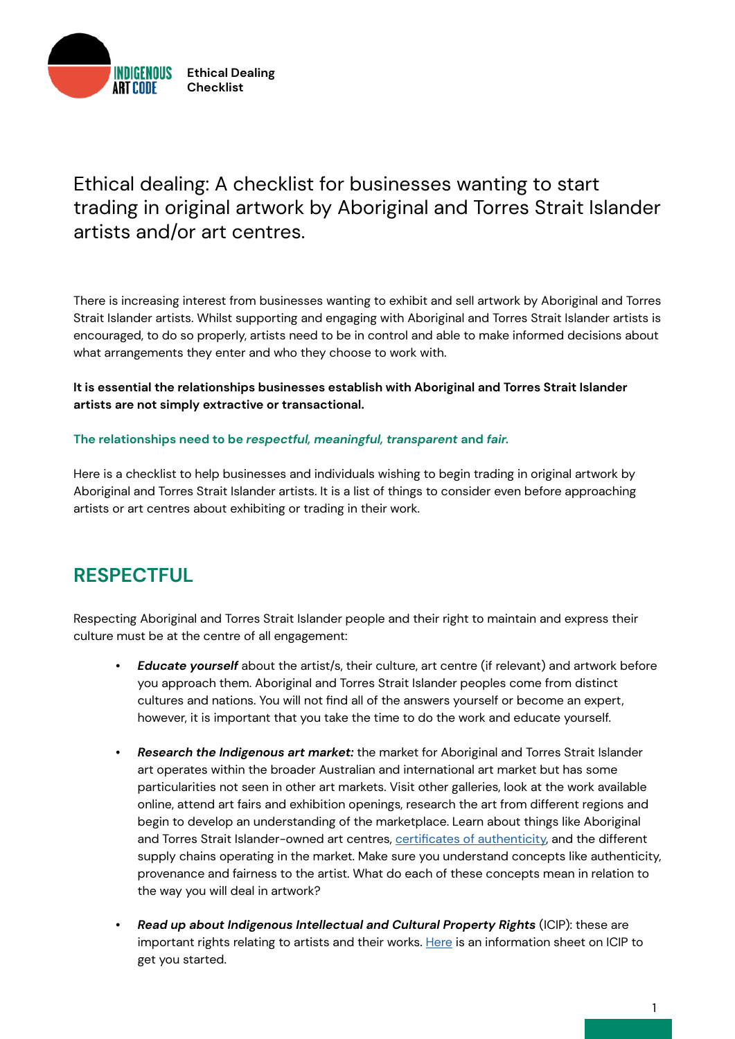Ethical Dealing Checklist

# Ethical dealing: A checklist for businesses wanting to start trading in original artwork by Aboriginal and Torres Strait Islander artists and/or art centres.

There is increasing interest from businesses wanting to exhibit and sell artwork by Aboriginal and Torres Strait Islander artists. Whilst supporting and engaging with Aboriginal and Torres Strait Islander artists is encouraged, to do so properly, artists need to be in control and able to make informed decisions about what arrangements they enter and who they choose to work with.

**It is essential the relationships businesses establish with Aboriginal and Torres Strait Islander artists are not simply extractive or transactional.**

**The relationships need to be *respectful, meaningful, transparent* and *fair*.**

Here is a checklist to help businesses and individuals wishing to begin trading in original artwork by Aboriginal and Torres Strait Islander artists. It is a list of things to consider even before approaching artists or art centres about exhibiting or trading in their work.

## RESPECTFUL

Respecting Aboriginal and Torres Strait Islander people and their right to maintain and express their culture must be at the centre of all engagement:

- ***Educate yourself*** about the artist/s, their culture, art centre (if relevant) and artwork before you approach them. Aboriginal and Torres Strait Islander peoples come from distinct cultures and nations. You will not find all of the answers yourself or become an expert, however, it is important that you take the time to do the work and educate yourself.

- ***Research the Indigenous art market:*** the market for Aboriginal and Torres Strait Islander art operates within the broader Australian and international art market but has some particularities not seen in other art markets. Visit other galleries, look at the work available online, attend art fairs and exhibition openings, research the art from different regions and begin to develop an understanding of the marketplace. Learn about things like Aboriginal and Torres Strait Islander-owned art centres, certificates of authenticity, and the different supply chains operating in the market. Make sure you understand concepts like authenticity, provenance and fairness to the artist. What do each of these concepts mean in relation to the way you will deal in artwork?

- ***Read up about Indigenous Intellectual and Cultural Property Rights*** (ICIP): these are important rights relating to artists and their works. Here is an information sheet on ICIP to get you started.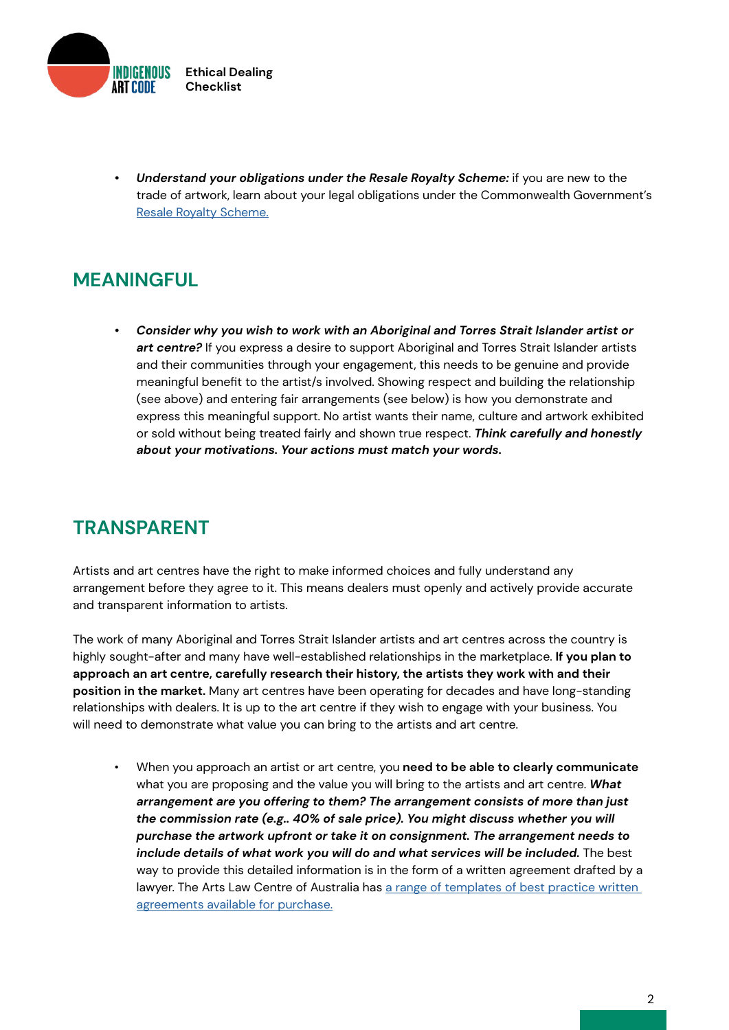- ***Understand your obligations under the Resale Royalty Scheme:*** if you are new to the trade of artwork, learn about your legal obligations under the Commonwealth Government's [Resale Royalty Scheme.]()

## MEANINGFUL

- ***Consider why you wish to work with an Aboriginal and Torres Strait Islander artist or art centre?*** If you express a desire to support Aboriginal and Torres Strait Islander artists and their communities through your engagement, this needs to be genuine and provide meaningful benefit to the artist/s involved. Showing respect and building the relationship (see above) and entering fair arrangements (see below) is how you demonstrate and express this meaningful support. No artist wants their name, culture and artwork exhibited or sold without being treated fairly and shown true respect. ***Think carefully and honestly about your motivations. Your actions must match your words.***

## TRANSPARENT

Artists and art centres have the right to make informed choices and fully understand any arrangement before they agree to it. This means dealers must openly and actively provide accurate and transparent information to artists.

The work of many Aboriginal and Torres Strait Islander artists and art centres across the country is highly sought-after and many have well-established relationships in the marketplace. **If you plan to approach an art centre, carefully research their history, the artists they work with and their position in the market.** Many art centres have been operating for decades and have long-standing relationships with dealers. It is up to the art centre if they wish to engage with your business. You will need to demonstrate what value you can bring to the artists and art centre.

- When you approach an artist or art centre, you **need to be able to clearly communicate** what you are proposing and the value you will bring to the artists and art centre. ***What arrangement are you offering to them? The arrangement consists of more than just the commission rate (e.g.. 40% of sale price). You might discuss whether you will purchase the artwork upfront or take it on consignment. The arrangement needs to include details of what work you will do and what services will be included.*** The best way to provide this detailed information is in the form of a written agreement drafted by a lawyer. The Arts Law Centre of Australia has [a range of templates of best practice written agreements available for purchase.]()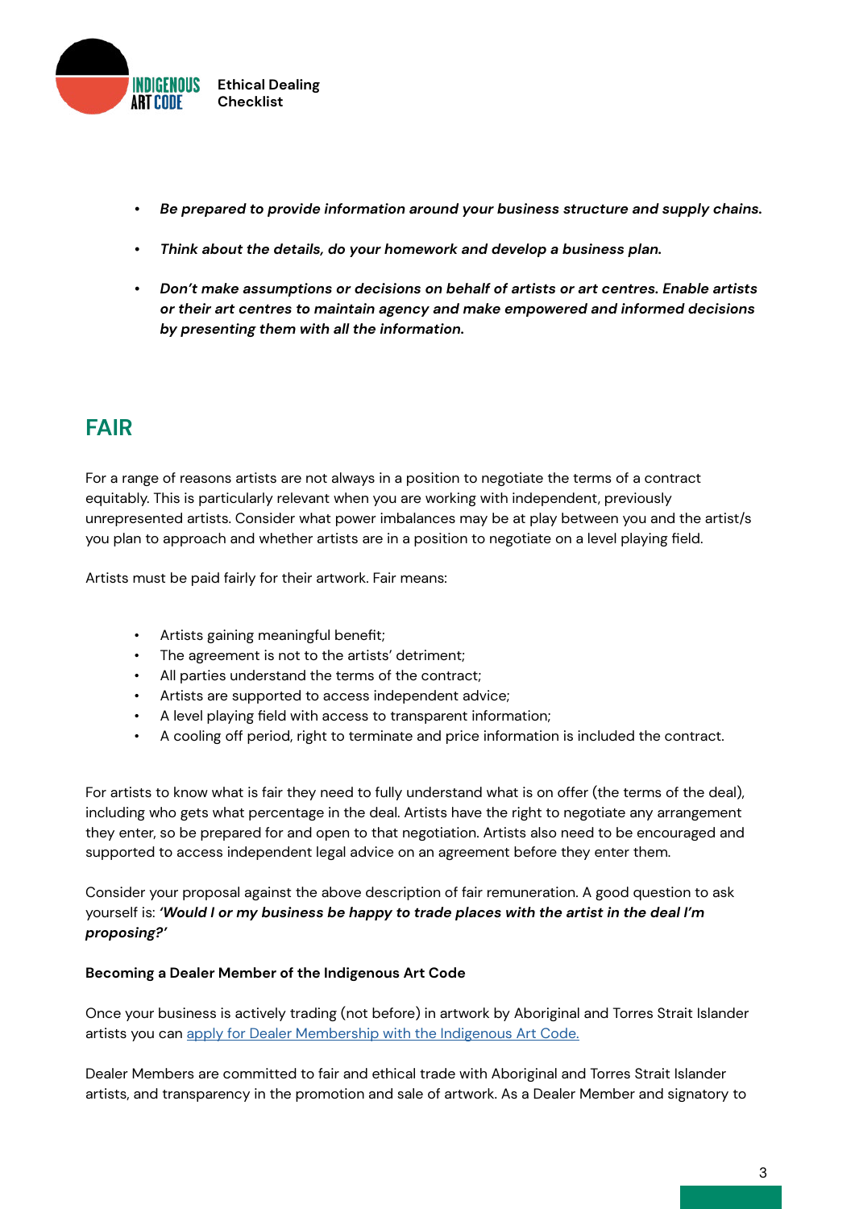- ***Be prepared to provide information around your business structure and supply chains.***
- ***Think about the details, do your homework and develop a business plan.***
- ***Don't make assumptions or decisions on behalf of artists or art centres. Enable artists or their art centres to maintain agency and make empowered and informed decisions by presenting them with all the information.***

## FAIR

For a range of reasons artists are not always in a position to negotiate the terms of a contract equitably. This is particularly relevant when you are working with independent, previously unrepresented artists. Consider what power imbalances may be at play between you and the artist/s you plan to approach and whether artists are in a position to negotiate on a level playing field.

Artists must be paid fairly for their artwork. Fair means:

- Artists gaining meaningful benefit;
- The agreement is not to the artists' detriment;
- All parties understand the terms of the contract;
- Artists are supported to access independent advice;
- A level playing field with access to transparent information;
- A cooling off period, right to terminate and price information is included the contract.

For artists to know what is fair they need to fully understand what is on offer (the terms of the deal), including who gets what percentage in the deal. Artists have the right to negotiate any arrangement they enter, so be prepared for and open to that negotiation. Artists also need to be encouraged and supported to access independent legal advice on an agreement before they enter them.

Consider your proposal against the above description of fair remuneration. A good question to ask yourself is: ***'Would I or my business be happy to trade places with the artist in the deal I'm proposing?'***

**Becoming a Dealer Member of the Indigenous Art Code**

Once your business is actively trading (not before) in artwork by Aboriginal and Torres Strait Islander artists you can [apply for Dealer Membership with the Indigenous Art Code.]()

Dealer Members are committed to fair and ethical trade with Aboriginal and Torres Strait Islander artists, and transparency in the promotion and sale of artwork. As a Dealer Member and signatory to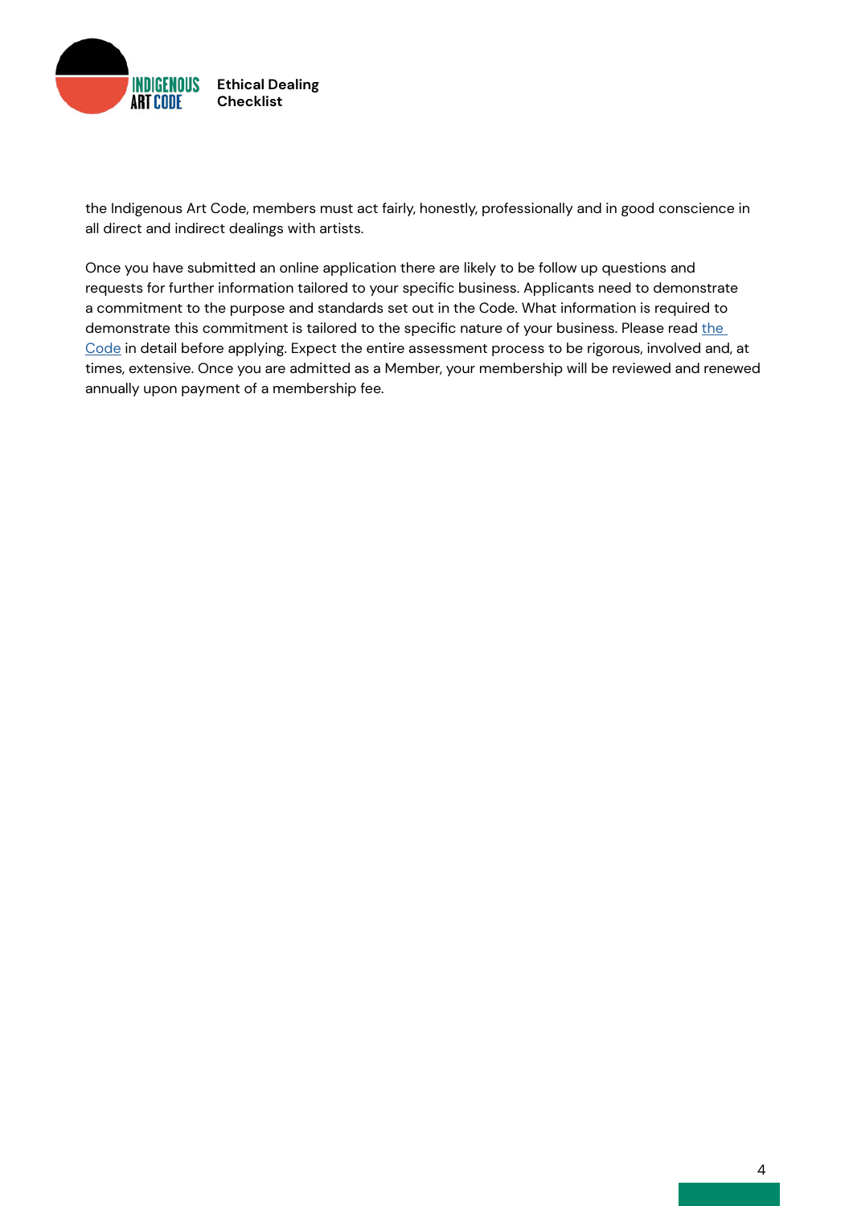the Indigenous Art Code, members must act fairly, honestly, professionally and in good conscience in all direct and indirect dealings with artists.

Once you have submitted an online application there are likely to be follow up questions and requests for further information tailored to your specific business. Applicants need to demonstrate a commitment to the purpose and standards set out in the Code. What information is required to demonstrate this commitment is tailored to the specific nature of your business. Please read the Code in detail before applying. Expect the entire assessment process to be rigorous, involved and, at times, extensive. Once you are admitted as a Member, your membership will be reviewed and renewed annually upon payment of a membership fee.